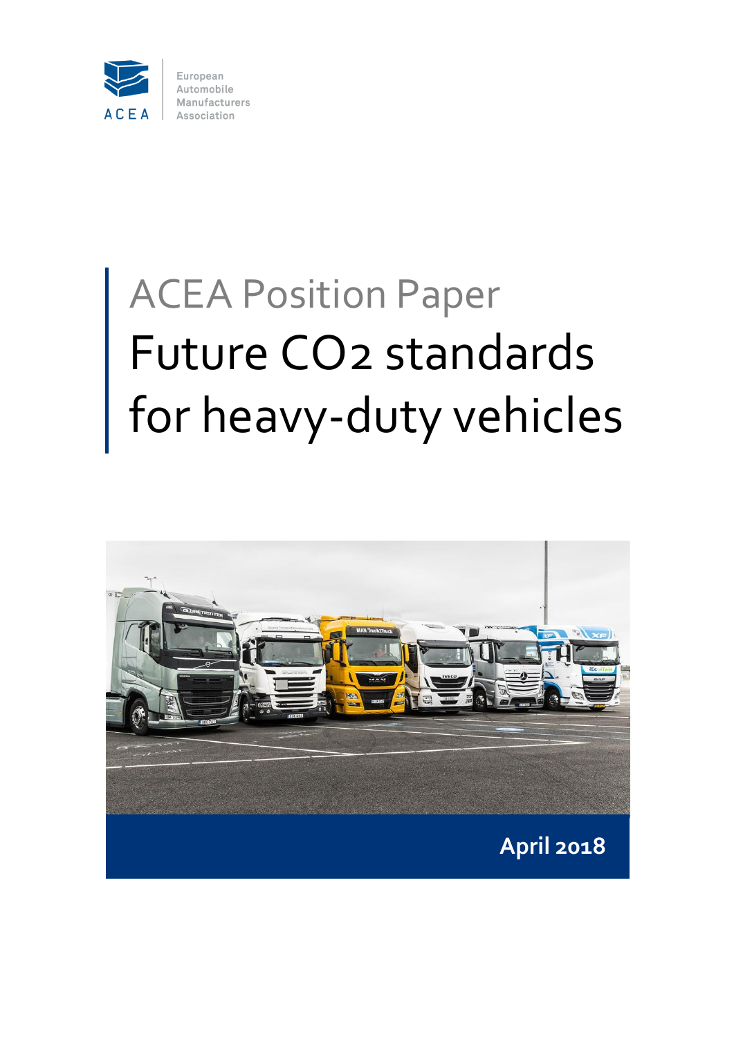ACEA

European Automobile Manufacturers Association

# ACEA Position Paper

# Future CO2 standards for heavy-duty vehicles

**April 2018**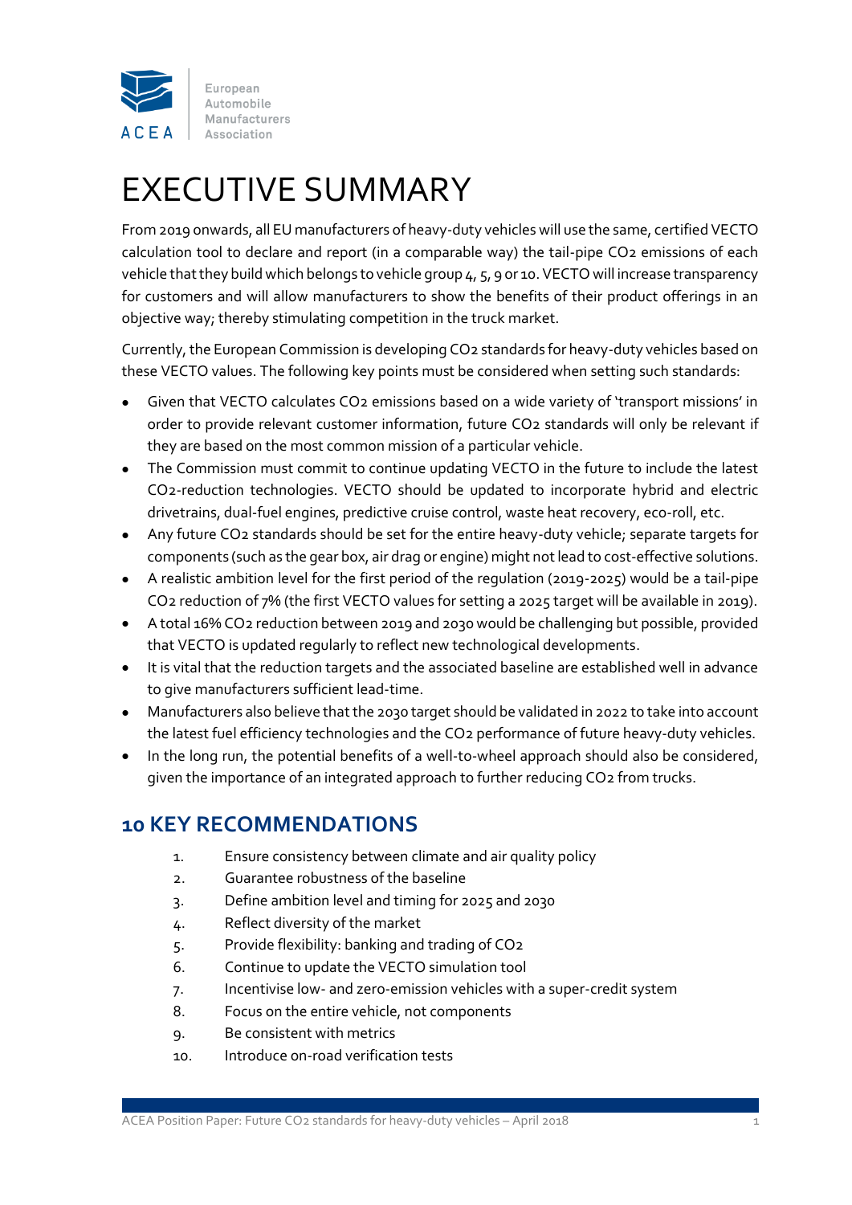# EXECUTIVE SUMMARY

From 2019 onwards, all EU manufacturers of heavy-duty vehicles will use the same, certified VECTO calculation tool to declare and report (in a comparable way) the tail-pipe $CO_2$ emissions of each vehicle that they build which belongs to vehicle group 4, 5, 9 or 10. VECTO will increase transparency for customers and will allow manufacturers to show the benefits of their product offerings in an objective way; thereby stimulating competition in the truck market.

Currently, the European Commission is developing $CO_2$ standards for heavy-duty vehicles based on these VECTO values. The following key points must be considered when setting such standards:

- Given that VECTO calculates $CO_2$ emissions based on a wide variety of 'transport missions' in order to provide relevant customer information, future $CO_2$ standards will only be relevant if they are based on the most common mission of a particular vehicle.
- The Commission must commit to continue updating VECTO in the future to include the latest $CO_2$-reduction technologies. VECTO should be updated to incorporate hybrid and electric drivetrains, dual-fuel engines, predictive cruise control, waste heat recovery, eco-roll, etc.
- Any future $CO_2$ standards should be set for the entire heavy-duty vehicle; separate targets for components (such as the gear box, air drag or engine) might not lead to cost-effective solutions.
- A realistic ambition level for the first period of the regulation (2019-2025) would be a tail-pipe $CO_2$ reduction of 7% (the first VECTO values for setting a 2025 target will be available in 2019).
- A total 16% $CO_2$ reduction between 2019 and 2030 would be challenging but possible, provided that VECTO is updated regularly to reflect new technological developments.
- It is vital that the reduction targets and the associated baseline are established well in advance to give manufacturers sufficient lead-time.
- Manufacturers also believe that the 2030 target should be validated in 2022 to take into account the latest fuel efficiency technologies and the $CO_2$ performance of future heavy-duty vehicles.
- In the long run, the potential benefits of a well-to-wheel approach should also be considered, given the importance of an integrated approach to further reducing $CO_2$ from trucks.

## 10 KEY RECOMMENDATIONS

1. Ensure consistency between climate and air quality policy
2. Guarantee robustness of the baseline
3. Define ambition level and timing for 2025 and 2030
4. Reflect diversity of the market
5. Provide flexibility: banking and trading of $CO_2$
6. Continue to update the VECTO simulation tool
7. Incentivise low- and zero-emission vehicles with a super-credit system
8. Focus on the entire vehicle, not components
9. Be consistent with metrics
10. Introduce on-road verification tests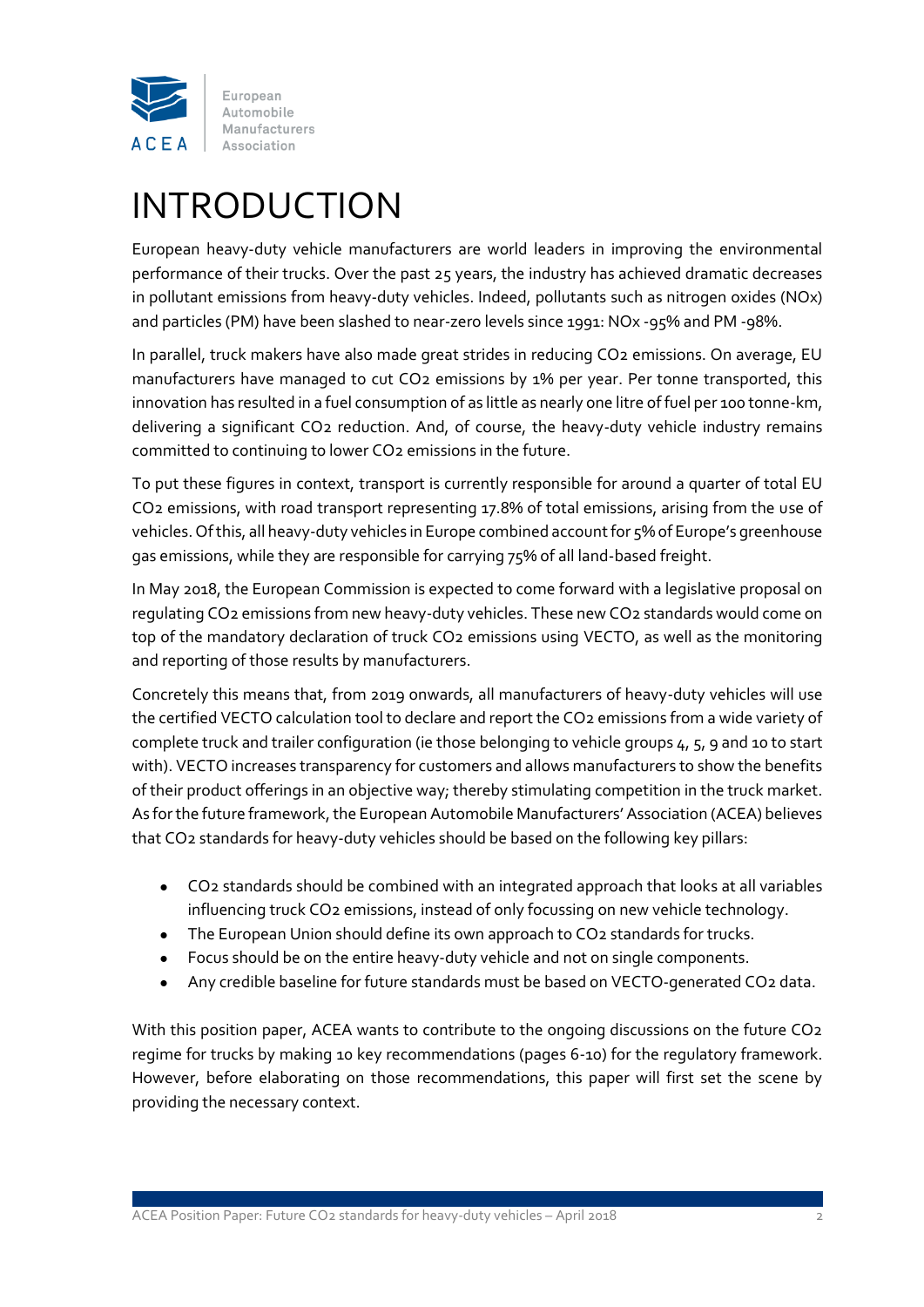# INTRODUCTION

European heavy-duty vehicle manufacturers are world leaders in improving the environmental performance of their trucks. Over the past 25 years, the industry has achieved dramatic decreases in pollutant emissions from heavy-duty vehicles. Indeed, pollutants such as nitrogen oxides (NOx) and particles (PM) have been slashed to near-zero levels since 1991: NOx -95% and PM -98%.

In parallel, truck makers have also made great strides in reducing $CO_2$ emissions. On average, EU manufacturers have managed to cut $CO_2$ emissions by 1% per year. Per tonne transported, this innovation has resulted in a fuel consumption of as little as nearly one litre of fuel per 100 tonne-km, delivering a significant $CO_2$ reduction. And, of course, the heavy-duty vehicle industry remains committed to continuing to lower $CO_2$ emissions in the future.

To put these figures in context, transport is currently responsible for around a quarter of total EU $CO_2$ emissions, with road transport representing 17.8% of total emissions, arising from the use of vehicles. Of this, all heavy-duty vehicles in Europe combined account for 5% of Europe's greenhouse gas emissions, while they are responsible for carrying 75% of all land-based freight.

In May 2018, the European Commission is expected to come forward with a legislative proposal on regulating $CO_2$ emissions from new heavy-duty vehicles. These new $CO_2$ standards would come on top of the mandatory declaration of truck $CO_2$ emissions using VECTO, as well as the monitoring and reporting of those results by manufacturers.

Concretely this means that, from 2019 onwards, all manufacturers of heavy-duty vehicles will use the certified VECTO calculation tool to declare and report the $CO_2$ emissions from a wide variety of complete truck and trailer configuration (ie those belonging to vehicle groups 4, 5, 9 and 10 to start with). VECTO increases transparency for customers and allows manufacturers to show the benefits of their product offerings in an objective way; thereby stimulating competition in the truck market. As for the future framework, the European Automobile Manufacturers' Association (ACEA) believes that $CO_2$ standards for heavy-duty vehicles should be based on the following key pillars:

- $CO_2$ standards should be combined with an integrated approach that looks at all variables influencing truck $CO_2$ emissions, instead of only focussing on new vehicle technology.
- The European Union should define its own approach to $CO_2$ standards for trucks.
- Focus should be on the entire heavy-duty vehicle and not on single components.
- Any credible baseline for future standards must be based on VECTO-generated $CO_2$ data.

With this position paper, ACEA wants to contribute to the ongoing discussions on the future $CO_2$ regime for trucks by making 10 key recommendations (pages 6-10) for the regulatory framework. However, before elaborating on those recommendations, this paper will first set the scene by providing the necessary context.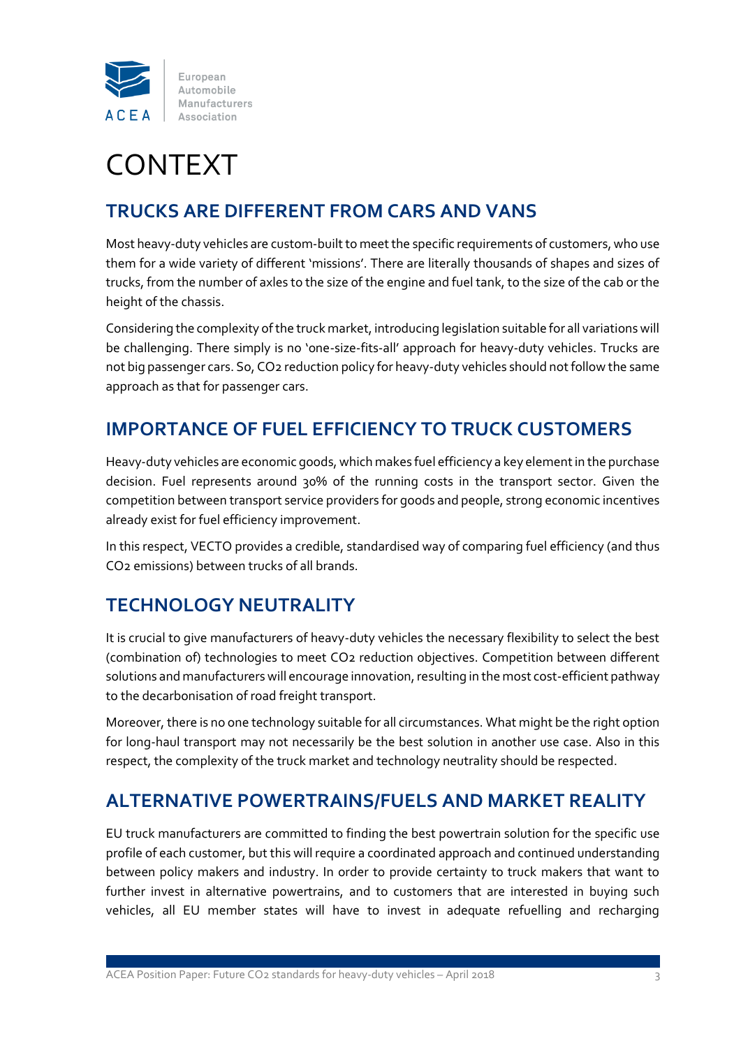# CONTEXT

## TRUCKS ARE DIFFERENT FROM CARS AND VANS

Most heavy-duty vehicles are custom-built to meet the specific requirements of customers, who use them for a wide variety of different 'missions'. There are literally thousands of shapes and sizes of trucks, from the number of axles to the size of the engine and fuel tank, to the size of the cab or the height of the chassis.

Considering the complexity of the truck market, introducing legislation suitable for all variations will be challenging. There simply is no 'one-size-fits-all' approach for heavy-duty vehicles. Trucks are not big passenger cars. So, $CO_2$ reduction policy for heavy-duty vehicles should not follow the same approach as that for passenger cars.

## IMPORTANCE OF FUEL EFFICIENCY TO TRUCK CUSTOMERS

Heavy-duty vehicles are economic goods, which makes fuel efficiency a key element in the purchase decision. Fuel represents around 30% of the running costs in the transport sector. Given the competition between transport service providers for goods and people, strong economic incentives already exist for fuel efficiency improvement.

In this respect, VECTO provides a credible, standardised way of comparing fuel efficiency (and thus $CO_2$ emissions) between trucks of all brands.

## TECHNOLOGY NEUTRALITY

It is crucial to give manufacturers of heavy-duty vehicles the necessary flexibility to select the best (combination of) technologies to meet $CO_2$ reduction objectives. Competition between different solutions and manufacturers will encourage innovation, resulting in the most cost-efficient pathway to the decarbonisation of road freight transport.

Moreover, there is no one technology suitable for all circumstances. What might be the right option for long-haul transport may not necessarily be the best solution in another use case. Also in this respect, the complexity of the truck market and technology neutrality should be respected.

## ALTERNATIVE POWERTRAINS/FUELS AND MARKET REALITY

EU truck manufacturers are committed to finding the best powertrain solution for the specific use profile of each customer, but this will require a coordinated approach and continued understanding between policy makers and industry. In order to provide certainty to truck makers that want to further invest in alternative powertrains, and to customers that are interested in buying such vehicles, all EU member states will have to invest in adequate refuelling and recharging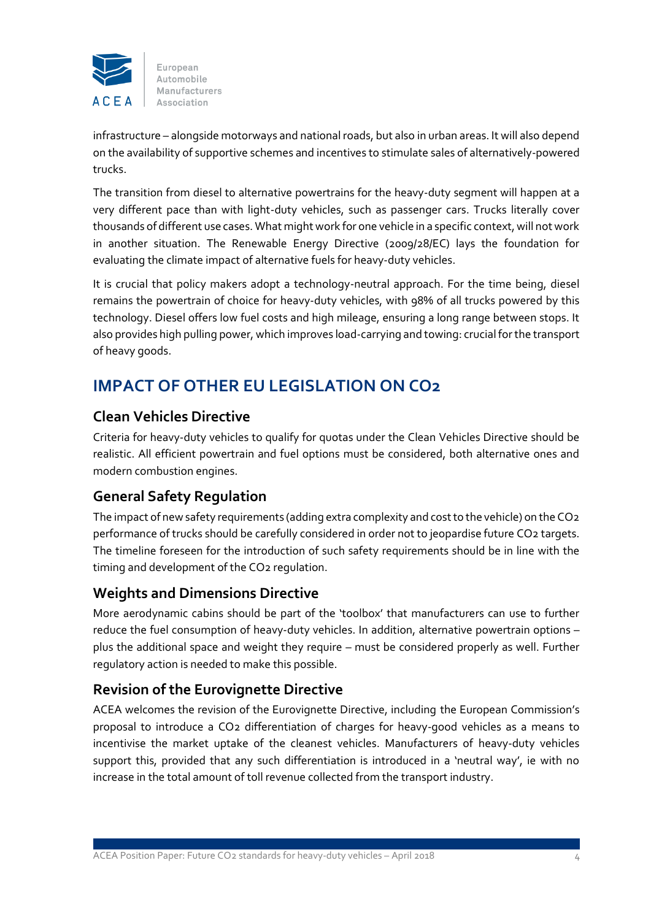infrastructure – alongside motorways and national roads, but also in urban areas. It will also depend on the availability of supportive schemes and incentives to stimulate sales of alternatively-powered trucks.

The transition from diesel to alternative powertrains for the heavy-duty segment will happen at a very different pace than with light-duty vehicles, such as passenger cars. Trucks literally cover thousands of different use cases. What might work for one vehicle in a specific context, will not work in another situation. The Renewable Energy Directive (2009/28/EC) lays the foundation for evaluating the climate impact of alternative fuels for heavy-duty vehicles.

It is crucial that policy makers adopt a technology-neutral approach. For the time being, diesel remains the powertrain of choice for heavy-duty vehicles, with 98% of all trucks powered by this technology. Diesel offers low fuel costs and high mileage, ensuring a long range between stops. It also provides high pulling power, which improves load-carrying and towing: crucial for the transport of heavy goods.

## IMPACT OF OTHER EU LEGISLATION ON $CO_2$

### Clean Vehicles Directive

Criteria for heavy-duty vehicles to qualify for quotas under the Clean Vehicles Directive should be realistic. All efficient powertrain and fuel options must be considered, both alternative ones and modern combustion engines.

### General Safety Regulation

The impact of new safety requirements (adding extra complexity and cost to the vehicle) on the $CO_2$ performance of trucks should be carefully considered in order not to jeopardise future $CO_2$ targets. The timeline foreseen for the introduction of such safety requirements should be in line with the timing and development of the $CO_2$ regulation.

### Weights and Dimensions Directive

More aerodynamic cabins should be part of the 'toolbox' that manufacturers can use to further reduce the fuel consumption of heavy-duty vehicles. In addition, alternative powertrain options – plus the additional space and weight they require – must be considered properly as well. Further regulatory action is needed to make this possible.

### Revision of the Eurovignette Directive

ACEA welcomes the revision of the Eurovignette Directive, including the European Commission's proposal to introduce a $CO_2$ differentiation of charges for heavy-good vehicles as a means to incentivise the market uptake of the cleanest vehicles. Manufacturers of heavy-duty vehicles support this, provided that any such differentiation is introduced in a 'neutral way', ie with no increase in the total amount of toll revenue collected from the transport industry.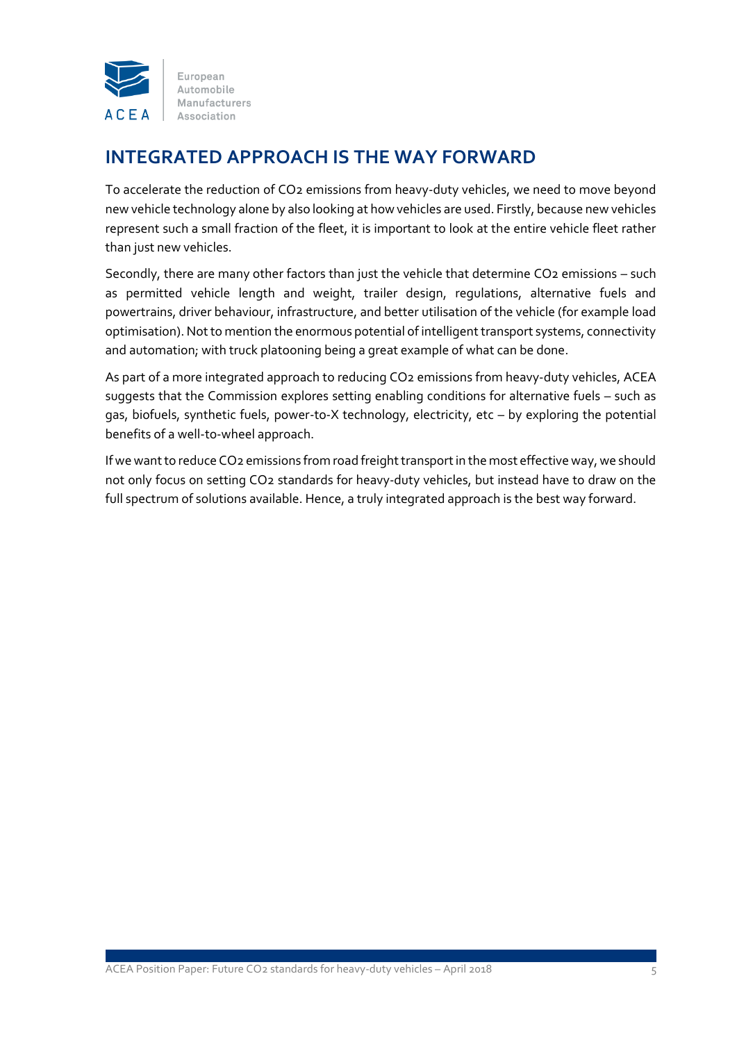## INTEGRATED APPROACH IS THE WAY FORWARD

To accelerate the reduction of $CO_2$ emissions from heavy-duty vehicles, we need to move beyond new vehicle technology alone by also looking at how vehicles are used. Firstly, because new vehicles represent such a small fraction of the fleet, it is important to look at the entire vehicle fleet rather than just new vehicles.

Secondly, there are many other factors than just the vehicle that determine $CO_2$ emissions – such as permitted vehicle length and weight, trailer design, regulations, alternative fuels and powertrains, driver behaviour, infrastructure, and better utilisation of the vehicle (for example load optimisation). Not to mention the enormous potential of intelligent transport systems, connectivity and automation; with truck platooning being a great example of what can be done.

As part of a more integrated approach to reducing $CO_2$ emissions from heavy-duty vehicles, ACEA suggests that the Commission explores setting enabling conditions for alternative fuels – such as gas, biofuels, synthetic fuels, power-to-X technology, electricity, etc – by exploring the potential benefits of a well-to-wheel approach.

If we want to reduce $CO_2$ emissions from road freight transport in the most effective way, we should not only focus on setting $CO_2$ standards for heavy-duty vehicles, but instead have to draw on the full spectrum of solutions available. Hence, a truly integrated approach is the best way forward.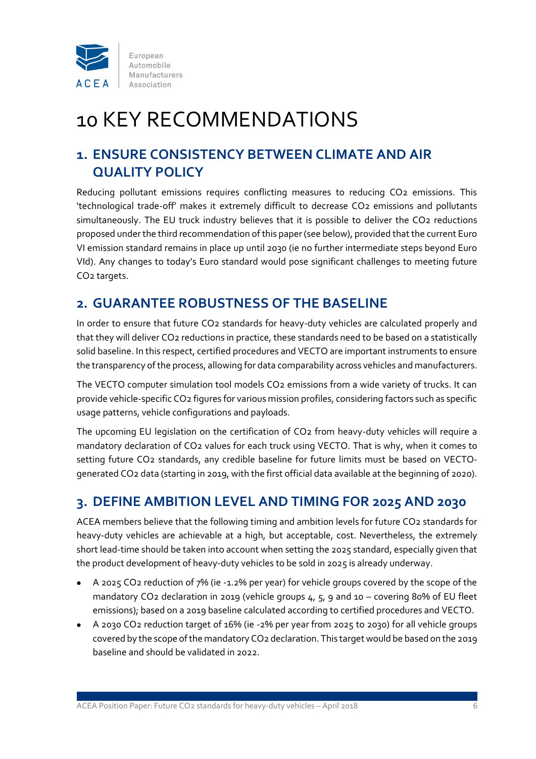# 10 KEY RECOMMENDATIONS

## 1. ENSURE CONSISTENCY BETWEEN CLIMATE AND AIR QUALITY POLICY

Reducing pollutant emissions requires conflicting measures to reducing $CO_2$ emissions. This 'technological trade-off' makes it extremely difficult to decrease $CO_2$ emissions and pollutants simultaneously. The EU truck industry believes that it is possible to deliver the $CO_2$ reductions proposed under the third recommendation of this paper (see below), provided that the current Euro VI emission standard remains in place up until 2030 (ie no further intermediate steps beyond Euro VId). Any changes to today's Euro standard would pose significant challenges to meeting future $CO_2$ targets.

## 2. GUARANTEE ROBUSTNESS OF THE BASELINE

In order to ensure that future $CO_2$ standards for heavy-duty vehicles are calculated properly and that they will deliver $CO_2$ reductions in practice, these standards need to be based on a statistically solid baseline. In this respect, certified procedures and VECTO are important instruments to ensure the transparency of the process, allowing for data comparability across vehicles and manufacturers.

The VECTO computer simulation tool models $CO_2$ emissions from a wide variety of trucks. It can provide vehicle-specific $CO_2$ figures for various mission profiles, considering factors such as specific usage patterns, vehicle configurations and payloads.

The upcoming EU legislation on the certification of $CO_2$ from heavy-duty vehicles will require a mandatory declaration of $CO_2$ values for each truck using VECTO. That is why, when it comes to setting future $CO_2$ standards, any credible baseline for future limits must be based on VECTO-generated $CO_2$ data (starting in 2019, with the first official data available at the beginning of 2020).

## 3. DEFINE AMBITION LEVEL AND TIMING FOR 2025 AND 2030

ACEA members believe that the following timing and ambition levels for future $CO_2$ standards for heavy-duty vehicles are achievable at a high, but acceptable, cost. Nevertheless, the extremely short lead-time should be taken into account when setting the 2025 standard, especially given that the product development of heavy-duty vehicles to be sold in 2025 is already underway.

- A 2025 $CO_2$ reduction of 7% (ie -1.2% per year) for vehicle groups covered by the scope of the mandatory $CO_2$ declaration in 2019 (vehicle groups 4, 5, 9 and 10 – covering 80% of EU fleet emissions); based on a 2019 baseline calculated according to certified procedures and VECTO.
- A 2030 $CO_2$ reduction target of 16% (ie -2% per year from 2025 to 2030) for all vehicle groups covered by the scope of the mandatory $CO_2$ declaration. This target would be based on the 2019 baseline and should be validated in 2022.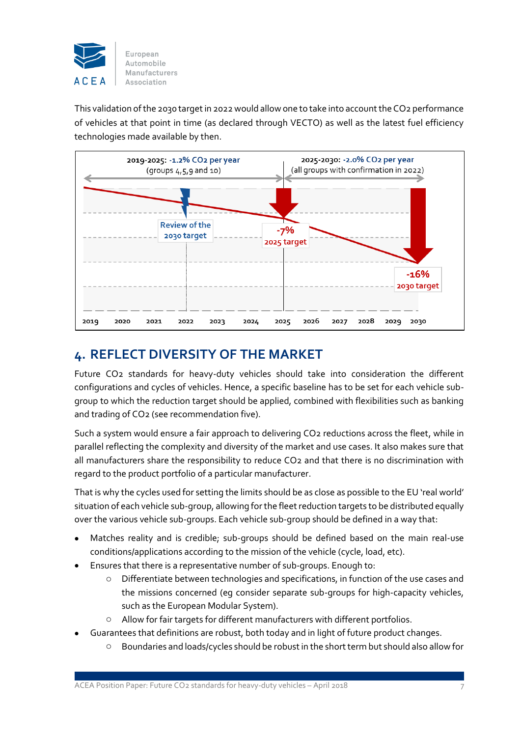This validation of the 2030 target in 2022 would allow one to take into account the $CO_2$ performance of vehicles at that point in time (as declared through VECTO) as well as the latest fuel efficiency technologies made available by then.

**2019-2025:** -1.2% $CO_2$ per year (groups 4,5,9 and 10)

**2025-2030:** -2.0% $CO_2$ per year (all groups with confirmation in 2022)

Review of the 2030 target

-7% 2025 target

-16% 2030 target

2019 2020 2021 2022 2023 2024 2025 2026 2027 2028 2029 2030

## 4. REFLECT DIVERSITY OF THE MARKET

Future $CO_2$ standards for heavy-duty vehicles should take into consideration the different configurations and cycles of vehicles. Hence, a specific baseline has to be set for each vehicle sub-group to which the reduction target should be applied, combined with flexibilities such as banking and trading of $CO_2$ (see recommendation five).

Such a system would ensure a fair approach to delivering $CO_2$ reductions across the fleet, while in parallel reflecting the complexity and diversity of the market and use cases. It also makes sure that all manufacturers share the responsibility to reduce $CO_2$ and that there is no discrimination with regard to the product portfolio of a particular manufacturer.

That is why the cycles used for setting the limits should be as close as possible to the EU 'real world' situation of each vehicle sub-group, allowing for the fleet reduction targets to be distributed equally over the various vehicle sub-groups. Each vehicle sub-group should be defined in a way that:

- Matches reality and is credible; sub-groups should be defined based on the main real-use conditions/applications according to the mission of the vehicle (cycle, load, etc).
- Ensures that there is a representative number of sub-groups. Enough to:
  - Differentiate between technologies and specifications, in function of the use cases and the missions concerned (eg consider separate sub-groups for high-capacity vehicles, such as the European Modular System).
  - Allow for fair targets for different manufacturers with different portfolios.
- Guarantees that definitions are robust, both today and in light of future product changes.
  - Boundaries and loads/cycles should be robust in the short term but should also allow for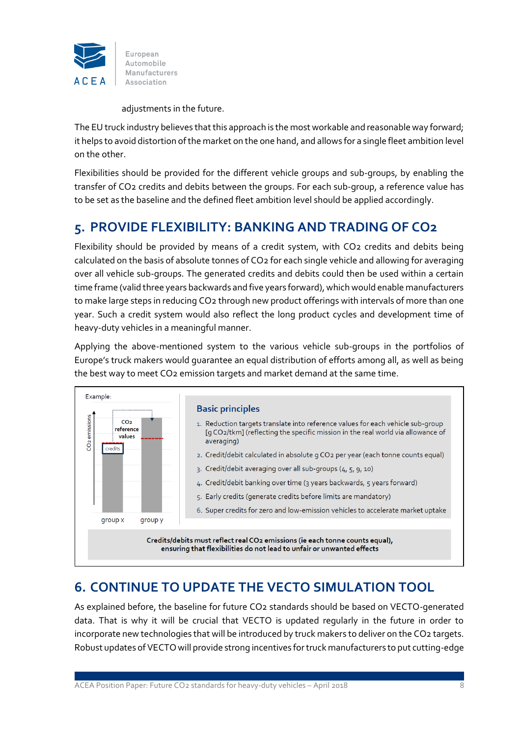adjustments in the future.

The EU truck industry believes that this approach is the most workable and reasonable way forward; it helps to avoid distortion of the market on the one hand, and allows for a single fleet ambition level on the other.

Flexibilities should be provided for the different vehicle groups and sub-groups, by enabling the transfer of $CO_2$ credits and debits between the groups. For each sub-group, a reference value has to be set as the baseline and the defined fleet ambition level should be applied accordingly.

## 5. PROVIDE FLEXIBILITY: BANKING AND TRADING OF $CO_2$

Flexibility should be provided by means of a credit system, with $CO_2$ credits and debits being calculated on the basis of absolute tonnes of $CO_2$ for each single vehicle and allowing for averaging over all vehicle sub-groups. The generated credits and debits could then be used within a certain time frame (valid three years backwards and five years forward), which would enable manufacturers to make large steps in reducing $CO_2$ through new product offerings with intervals of more than one year. Such a credit system would also reflect the long product cycles and development time of heavy-duty vehicles in a meaningful manner.

Applying the above-mentioned system to the various vehicle sub-groups in the portfolios of Europe's truck makers would guarantee an equal distribution of efforts among all, as well as being the best way to meet $CO_2$ emission targets and market demand at the same time.

Example:

$CO_2$ emissions | $CO_2$ reference values | credits | group x | group y

**Basic principles**

1. Reduction targets translate into reference values for each vehicle sub-group [g $CO_2$/tkm] (reflecting the specific mission in the real world via allowance of averaging)
2. Credit/debit calculated in absolute g $CO_2$ per year (each tonne counts equal)
3. Credit/debit averaging over all sub-groups (4, 5, 9, 10)
4. Credit/debit banking over time (3 years backwards, 5 years forward)
5. Early credits (generate credits before limits are mandatory)
6. Super credits for zero and low-emission vehicles to accelerate market uptake

**Credits/debits must reflect real $CO_2$ emissions (ie each tonne counts equal), ensuring that flexibilities do not lead to unfair or unwanted effects**

## 6. CONTINUE TO UPDATE THE VECTO SIMULATION TOOL

As explained before, the baseline for future $CO_2$ standards should be based on VECTO-generated data. That is why it will be crucial that VECTO is updated regularly in the future in order to incorporate new technologies that will be introduced by truck makers to deliver on the $CO_2$ targets. Robust updates of VECTO will provide strong incentives for truck manufacturers to put cutting-edge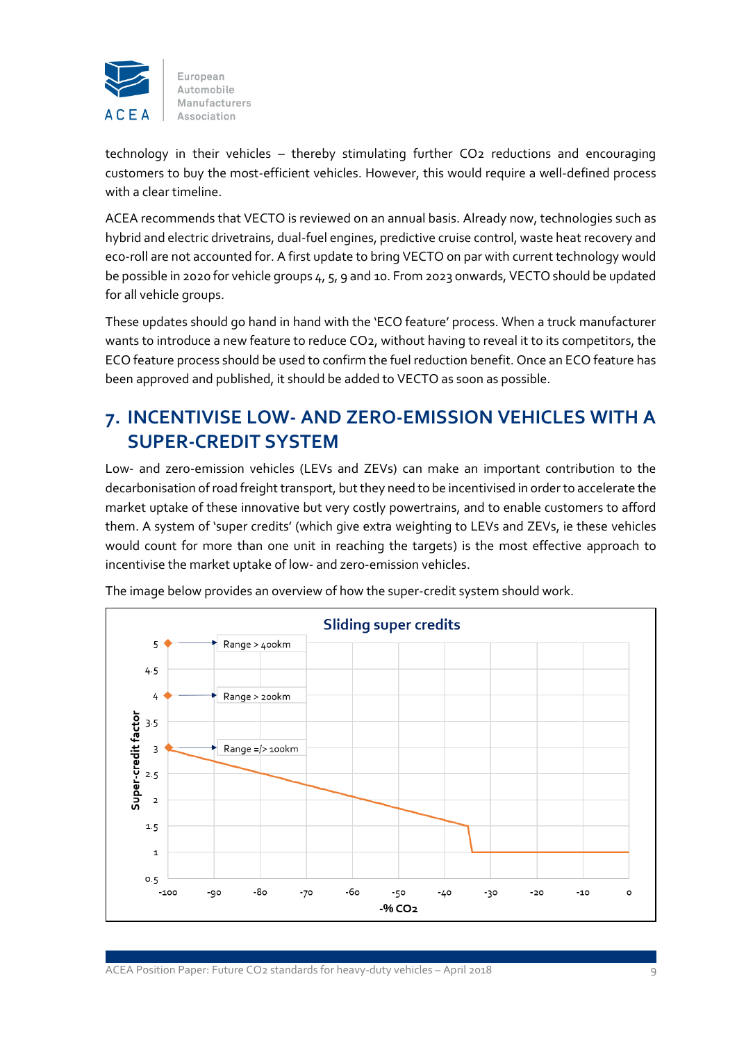technology in their vehicles – thereby stimulating further $CO_2$ reductions and encouraging customers to buy the most-efficient vehicles. However, this would require a well-defined process with a clear timeline.

ACEA recommends that VECTO is reviewed on an annual basis. Already now, technologies such as hybrid and electric drivetrains, dual-fuel engines, predictive cruise control, waste heat recovery and eco-roll are not accounted for. A first update to bring VECTO on par with current technology would be possible in 2020 for vehicle groups 4, 5, 9 and 10. From 2023 onwards, VECTO should be updated for all vehicle groups.

These updates should go hand in hand with the 'ECO feature' process. When a truck manufacturer wants to introduce a new feature to reduce $CO_2$, without having to reveal it to its competitors, the ECO feature process should be used to confirm the fuel reduction benefit. Once an ECO feature has been approved and published, it should be added to VECTO as soon as possible.

## 7. INCENTIVISE LOW- AND ZERO-EMISSION VEHICLES WITH A SUPER-CREDIT SYSTEM

Low- and zero-emission vehicles (LEVs and ZEVs) can make an important contribution to the decarbonisation of road freight transport, but they need to be incentivised in order to accelerate the market uptake of these innovative but very costly powertrains, and to enable customers to afford them. A system of 'super credits' (which give extra weighting to LEVs and ZEVs, ie these vehicles would count for more than one unit in reaching the targets) is the most effective approach to incentivise the market uptake of low- and zero-emission vehicles.

The image below provides an overview of how the super-credit system should work.

**Sliding super credits**

- Super-credit factor 5: Range > 400km
- Super-credit factor 4: Range > 200km
- Super-credit factor 3: Range =/> 100km

Super-credit factor (y-axis, 0.5 to 5) versus -% $CO_2$ (x-axis, -100 to 0): the factor decreases linearly from 3 at -100% to 1.5 at about -35%, then drops to 1 from about -35% to 0.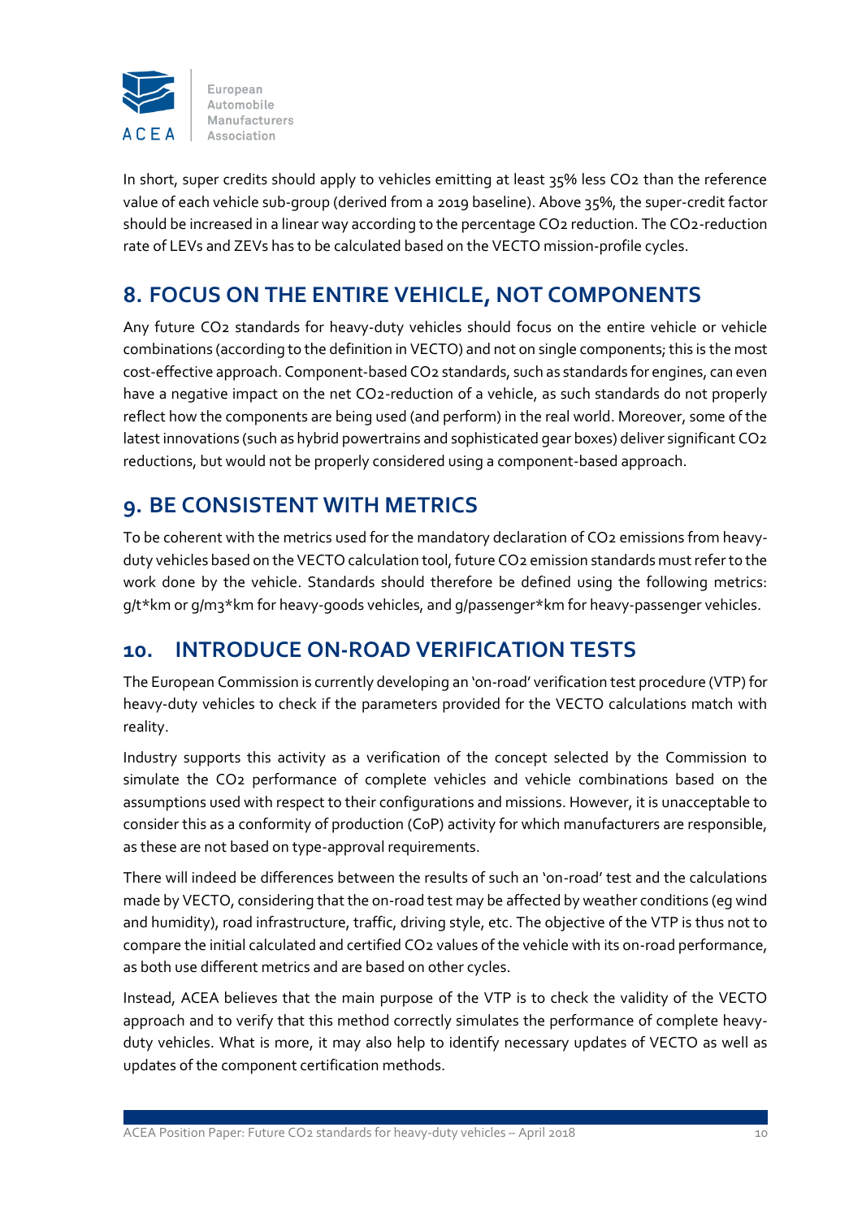In short, super credits should apply to vehicles emitting at least 35% less $CO_2$ than the reference value of each vehicle sub-group (derived from a 2019 baseline). Above 35%, the super-credit factor should be increased in a linear way according to the percentage $CO_2$ reduction. The $CO_2$-reduction rate of LEVs and ZEVs has to be calculated based on the VECTO mission-profile cycles.

## 8. FOCUS ON THE ENTIRE VEHICLE, NOT COMPONENTS

Any future $CO_2$ standards for heavy-duty vehicles should focus on the entire vehicle or vehicle combinations (according to the definition in VECTO) and not on single components; this is the most cost-effective approach. Component-based $CO_2$ standards, such as standards for engines, can even have a negative impact on the net $CO_2$-reduction of a vehicle, as such standards do not properly reflect how the components are being used (and perform) in the real world. Moreover, some of the latest innovations (such as hybrid powertrains and sophisticated gear boxes) deliver significant $CO_2$ reductions, but would not be properly considered using a component-based approach.

## 9. BE CONSISTENT WITH METRICS

To be coherent with the metrics used for the mandatory declaration of $CO_2$ emissions from heavy-duty vehicles based on the VECTO calculation tool, future $CO_2$ emission standards must refer to the work done by the vehicle. Standards should therefore be defined using the following metrics: g/t*km or g/m3*km for heavy-goods vehicles, and g/passenger*km for heavy-passenger vehicles.

## 10. INTRODUCE ON-ROAD VERIFICATION TESTS

The European Commission is currently developing an 'on-road' verification test procedure (VTP) for heavy-duty vehicles to check if the parameters provided for the VECTO calculations match with reality.

Industry supports this activity as a verification of the concept selected by the Commission to simulate the $CO_2$ performance of complete vehicles and vehicle combinations based on the assumptions used with respect to their configurations and missions. However, it is unacceptable to consider this as a conformity of production (CoP) activity for which manufacturers are responsible, as these are not based on type-approval requirements.

There will indeed be differences between the results of such an 'on-road' test and the calculations made by VECTO, considering that the on-road test may be affected by weather conditions (eg wind and humidity), road infrastructure, traffic, driving style, etc. The objective of the VTP is thus not to compare the initial calculated and certified $CO_2$ values of the vehicle with its on-road performance, as both use different metrics and are based on other cycles.

Instead, ACEA believes that the main purpose of the VTP is to check the validity of the VECTO approach and to verify that this method correctly simulates the performance of complete heavy-duty vehicles. What is more, it may also help to identify necessary updates of VECTO as well as updates of the component certification methods.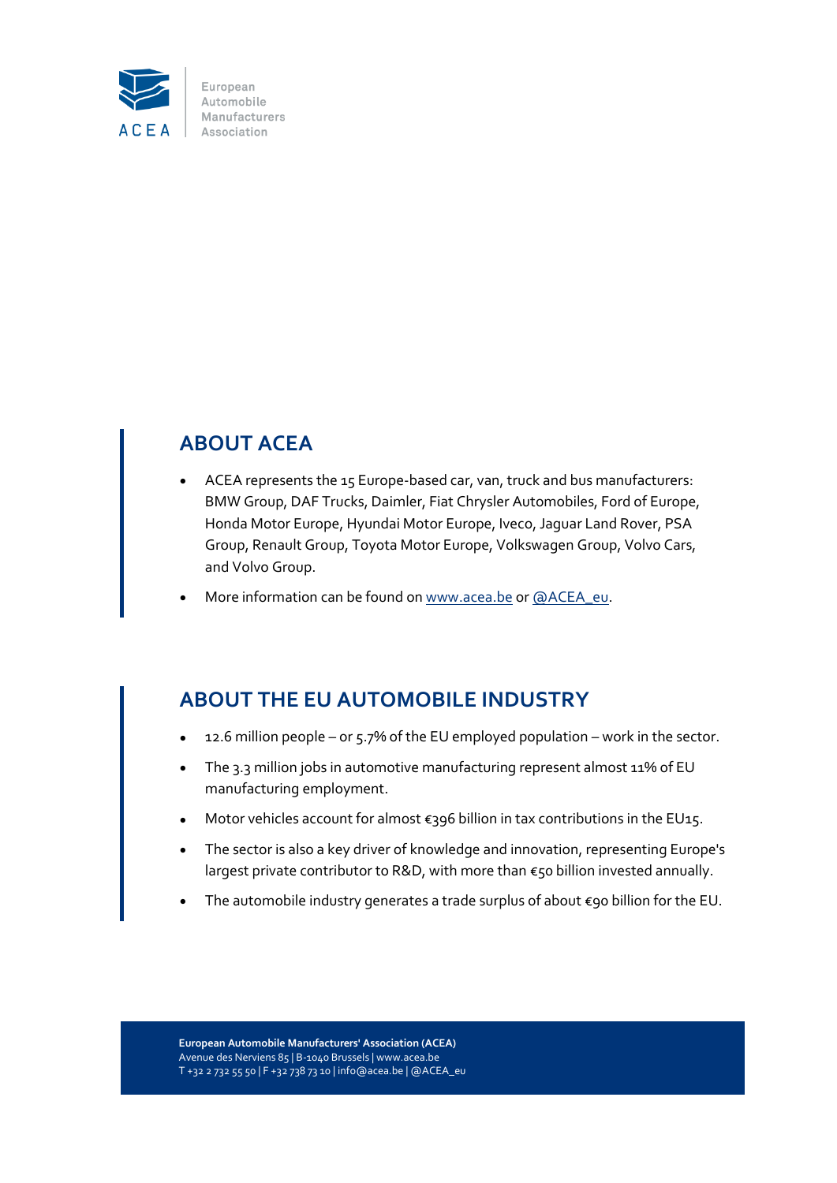European
Automobile
Manufacturers
Association

## ABOUT ACEA

- ACEA represents the 15 Europe-based car, van, truck and bus manufacturers: BMW Group, DAF Trucks, Daimler, Fiat Chrysler Automobiles, Ford of Europe, Honda Motor Europe, Hyundai Motor Europe, Iveco, Jaguar Land Rover, PSA Group, Renault Group, Toyota Motor Europe, Volkswagen Group, Volvo Cars, and Volvo Group.
- More information can be found on www.acea.be or @ACEA_eu.

## ABOUT THE EU AUTOMOBILE INDUSTRY

- 12.6 million people – or 5.7% of the EU employed population – work in the sector.
- The 3.3 million jobs in automotive manufacturing represent almost 11% of EU manufacturing employment.
- Motor vehicles account for almost €396 billion in tax contributions in the EU15.
- The sector is also a key driver of knowledge and innovation, representing Europe's largest private contributor to R&D, with more than €50 billion invested annually.
- The automobile industry generates a trade surplus of about €90 billion for the EU.

**European Automobile Manufacturers' Association (ACEA)**
Avenue des Nerviens 85 | B-1040 Brussels | www.acea.be
T +32 2 732 55 50 | F +32 738 73 10 | info@acea.be | @ACEA_eu